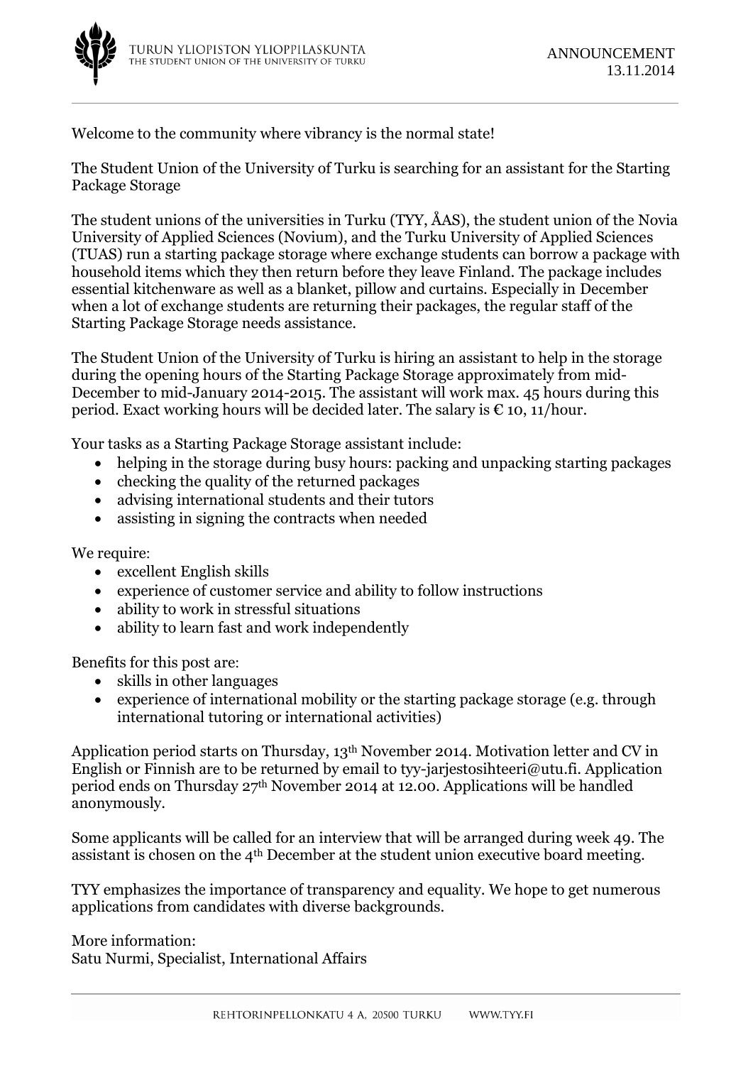TURUN YLIOPISTON YLIOPPILASKUNTA
THE STUDENT UNION OF THE UNIVERSITY OF TURKU

ANNOUNCEMENT
13.11.2014

Welcome to the community where vibrancy is the normal state!

The Student Union of the University of Turku is searching for an assistant for the Starting Package Storage

The student unions of the universities in Turku (TYY, ÅAS), the student union of the Novia University of Applied Sciences (Novium), and the Turku University of Applied Sciences (TUAS) run a starting package storage where exchange students can borrow a package with household items which they then return before they leave Finland. The package includes essential kitchenware as well as a blanket, pillow and curtains. Especially in December when a lot of exchange students are returning their packages, the regular staff of the Starting Package Storage needs assistance.

The Student Union of the University of Turku is hiring an assistant to help in the storage during the opening hours of the Starting Package Storage approximately from mid-December to mid-January 2014-2015. The assistant will work max. 45 hours during this period. Exact working hours will be decided later. The salary is € 10, 11/hour.

Your tasks as a Starting Package Storage assistant include:

- helping in the storage during busy hours: packing and unpacking starting packages
- checking the quality of the returned packages
- advising international students and their tutors
- assisting in signing the contracts when needed

We require:

- excellent English skills
- experience of customer service and ability to follow instructions
- ability to work in stressful situations
- ability to learn fast and work independently

Benefits for this post are:

- skills in other languages
- experience of international mobility or the starting package storage (e.g. through international tutoring or international activities)

Application period starts on Thursday, 13th November 2014. Motivation letter and CV in English or Finnish are to be returned by email to tyy-jarjestosihteeri@utu.fi. Application period ends on Thursday 27th November 2014 at 12.00. Applications will be handled anonymously.

Some applicants will be called for an interview that will be arranged during week 49. The assistant is chosen on the 4th December at the student union executive board meeting.

TYY emphasizes the importance of transparency and equality. We hope to get numerous applications from candidates with diverse backgrounds.

More information:
Satu Nurmi, Specialist, International Affairs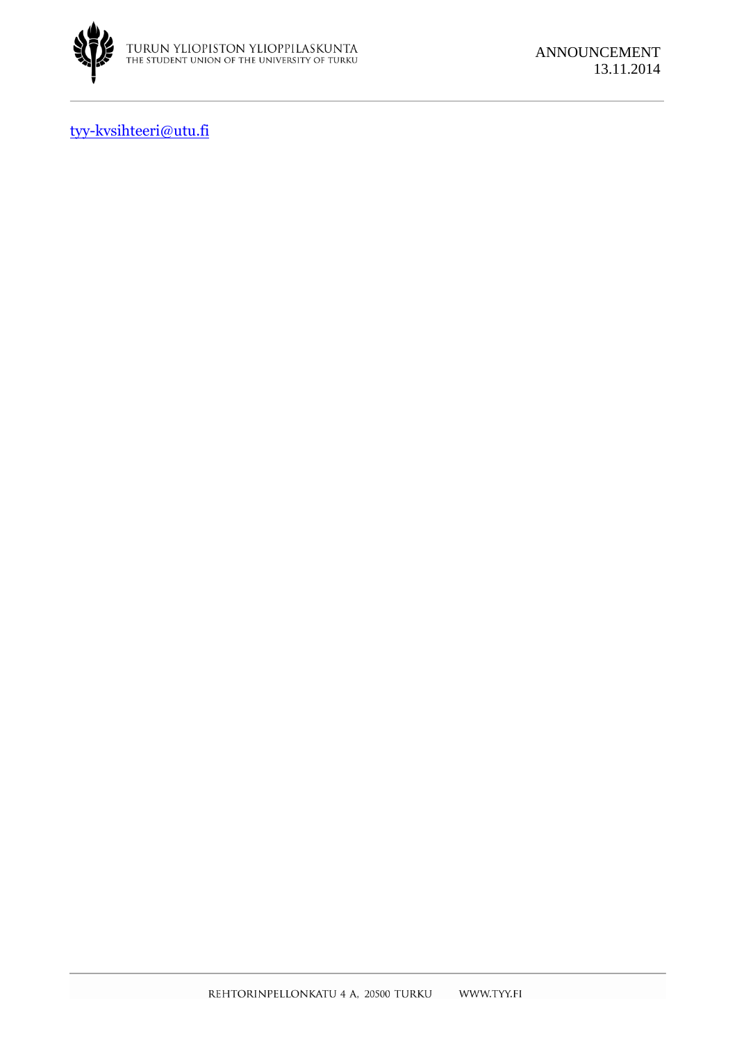tyy-kvsihteeri@utu.fi